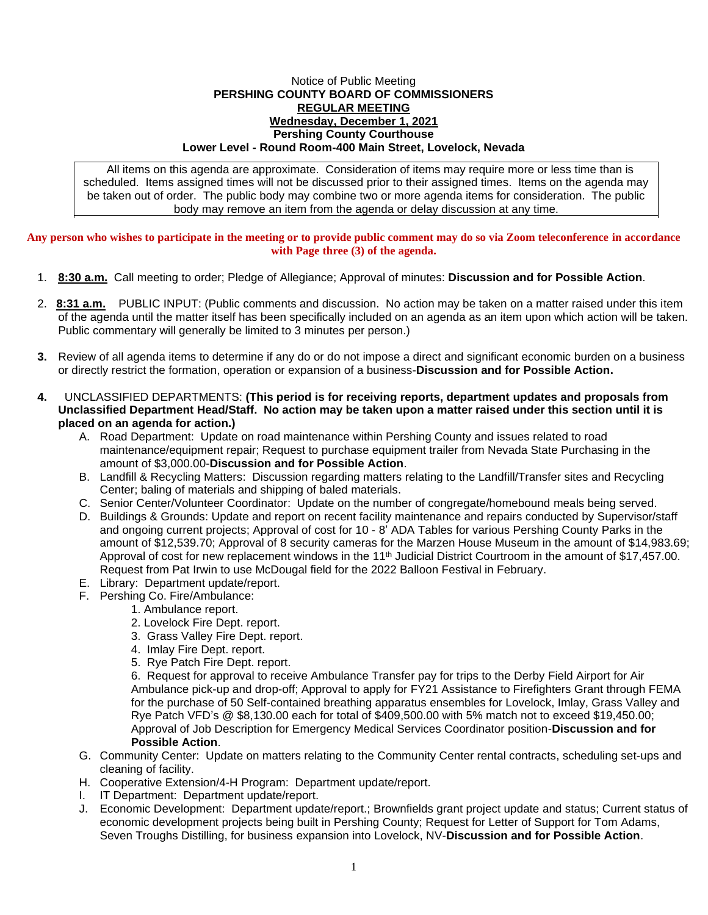Notice of Public Meeting

**PERSHING COUNTY BOARD OF COMMISSIONERS**

**REGULAR MEETING**

**Wednesday, December 1, 2021**

**Pershing County Courthouse**

**Lower Level - Round Room-400 Main Street, Lovelock, Nevada**

All items on this agenda are approximate. Consideration of items may require more or less time than is scheduled. Items assigned times will not be discussed prior to their assigned times. Items on the agenda may be taken out of order. The public body may combine two or more agenda items for consideration. The public body may remove an item from the agenda or delay discussion at any time.

**Any person who wishes to participate in the meeting or to provide public comment may do so via Zoom teleconference in accordance with Page three (3) of the agenda.**

1. **8:30 a.m.** Call meeting to order; Pledge of Allegiance; Approval of minutes: **Discussion and for Possible Action**.

2. **8:31 a.m.** PUBLIC INPUT: (Public comments and discussion. No action may be taken on a matter raised under this item of the agenda until the matter itself has been specifically included on an agenda as an item upon which action will be taken. Public commentary will generally be limited to 3 minutes per person.)

3. Review of all agenda items to determine if any do or do not impose a direct and significant economic burden on a business or directly restrict the formation, operation or expansion of a business-**Discussion and for Possible Action.**

4. UNCLASSIFIED DEPARTMENTS: **(This period is for receiving reports, department updates and proposals from Unclassified Department Head/Staff. No action may be taken upon a matter raised under this section until it is placed on an agenda for action.)**
   - A. Road Department: Update on road maintenance within Pershing County and issues related to road maintenance/equipment repair; Request to purchase equipment trailer from Nevada State Purchasing in the amount of $3,000.00-**Discussion and for Possible Action**.
   - B. Landfill & Recycling Matters: Discussion regarding matters relating to the Landfill/Transfer sites and Recycling Center; baling of materials and shipping of baled materials.
   - C. Senior Center/Volunteer Coordinator: Update on the number of congregate/homebound meals being served.
   - D. Buildings & Grounds: Update and report on recent facility maintenance and repairs conducted by Supervisor/staff and ongoing current projects; Approval of cost for 10 - 8' ADA Tables for various Pershing County Parks in the amount of $12,539.70; Approval of 8 security cameras for the Marzen House Museum in the amount of $14,983.69; Approval of cost for new replacement windows in the 11th Judicial District Courtroom in the amount of $17,457.00. Request from Pat Irwin to use McDougal field for the 2022 Balloon Festival in February.
   - E. Library: Department update/report.
   - F. Pershing Co. Fire/Ambulance:
     1. Ambulance report.
     2. Lovelock Fire Dept. report.
     3. Grass Valley Fire Dept. report.
     4. Imlay Fire Dept. report.
     5. Rye Patch Fire Dept. report.
     6. Request for approval to receive Ambulance Transfer pay for trips to the Derby Field Airport for Air Ambulance pick-up and drop-off; Approval to apply for FY21 Assistance to Firefighters Grant through FEMA for the purchase of 50 Self-contained breathing apparatus ensembles for Lovelock, Imlay, Grass Valley and Rye Patch VFD's @ $8,130.00 each for total of $409,500.00 with 5% match not to exceed $19,450.00; Approval of Job Description for Emergency Medical Services Coordinator position-**Discussion and for Possible Action**.
   - G. Community Center: Update on matters relating to the Community Center rental contracts, scheduling set-ups and cleaning of facility.
   - H. Cooperative Extension/4-H Program: Department update/report.
   - I. IT Department: Department update/report.
   - J. Economic Development: Department update/report.; Brownfields grant project update and status; Current status of economic development projects being built in Pershing County; Request for Letter of Support for Tom Adams, Seven Troughs Distilling, for business expansion into Lovelock, NV-**Discussion and for Possible Action**.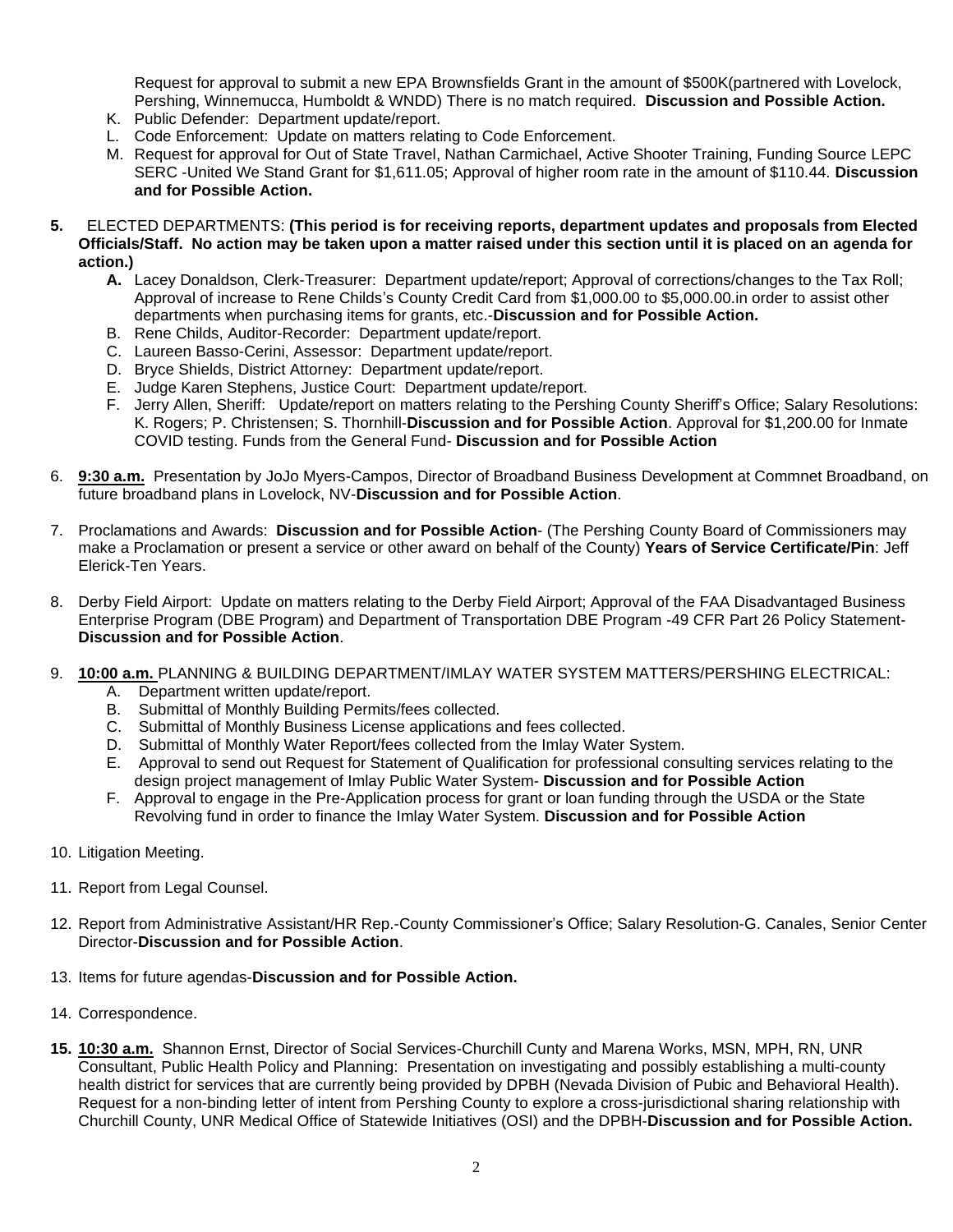Request for approval to submit a new EPA Brownsfields Grant in the amount of $500K(partnered with Lovelock, Pershing, Winnemucca, Humboldt & WNDD) There is no match required. **Discussion and Possible Action.**

K. Public Defender: Department update/report.
L. Code Enforcement: Update on matters relating to Code Enforcement.
M. Request for approval for Out of State Travel, Nathan Carmichael, Active Shooter Training, Funding Source LEPC SERC -United We Stand Grant for $1,611.05; Approval of higher room rate in the amount of $110.44. **Discussion and for Possible Action.**

**5.** ELECTED DEPARTMENTS: **(This period is for receiving reports, department updates and proposals from Elected Officials/Staff. No action may be taken upon a matter raised under this section until it is placed on an agenda for action.)**

**A.** Lacey Donaldson, Clerk-Treasurer: Department update/report; Approval of corrections/changes to the Tax Roll; Approval of increase to Rene Childs's County Credit Card from $1,000.00 to $5,000.00.in order to assist other departments when purchasing items for grants, etc.-**Discussion and for Possible Action.**
B. Rene Childs, Auditor-Recorder: Department update/report.
C. Laureen Basso-Cerini, Assessor: Department update/report.
D. Bryce Shields, District Attorney: Department update/report.
E. Judge Karen Stephens, Justice Court: Department update/report.
F. Jerry Allen, Sheriff: Update/report on matters relating to the Pershing County Sheriff's Office; Salary Resolutions: K. Rogers; P. Christensen; S. Thornhill-**Discussion and for Possible Action**. Approval for $1,200.00 for Inmate COVID testing. Funds from the General Fund- **Discussion and for Possible Action**

6. **9:30 a.m.** Presentation by JoJo Myers-Campos, Director of Broadband Business Development at Commnet Broadband, on future broadband plans in Lovelock, NV-**Discussion and for Possible Action**.

7. Proclamations and Awards: **Discussion and for Possible Action**- (The Pershing County Board of Commissioners may make a Proclamation or present a service or other award on behalf of the County) **Years of Service Certificate/Pin**: Jeff Elerick-Ten Years.

8. Derby Field Airport: Update on matters relating to the Derby Field Airport; Approval of the FAA Disadvantaged Business Enterprise Program (DBE Program) and Department of Transportation DBE Program -49 CFR Part 26 Policy Statement-**Discussion and for Possible Action**.

9. **10:00 a.m.** PLANNING & BUILDING DEPARTMENT/IMLAY WATER SYSTEM MATTERS/PERSHING ELECTRICAL:
   A. Department written update/report.
   B. Submittal of Monthly Building Permits/fees collected.
   C. Submittal of Monthly Business License applications and fees collected.
   D. Submittal of Monthly Water Report/fees collected from the Imlay Water System.
   E. Approval to send out Request for Statement of Qualification for professional consulting services relating to the design project management of Imlay Public Water System- **Discussion and for Possible Action**
   F. Approval to engage in the Pre-Application process for grant or loan funding through the USDA or the State Revolving fund in order to finance the Imlay Water System. **Discussion and for Possible Action**

10. Litigation Meeting.

11. Report from Legal Counsel.

12. Report from Administrative Assistant/HR Rep.-County Commissioner's Office; Salary Resolution-G. Canales, Senior Center Director-**Discussion and for Possible Action**.

13. Items for future agendas-**Discussion and for Possible Action.**

14. Correspondence.

**15. 10:30 a.m.** Shannon Ernst, Director of Social Services-Churchill Cunty and Marena Works, MSN, MPH, RN, UNR Consultant, Public Health Policy and Planning: Presentation on investigating and possibly establishing a multi-county health district for services that are currently being provided by DPBH (Nevada Division of Pubic and Behavioral Health). Request for a non-binding letter of intent from Pershing County to explore a cross-jurisdictional sharing relationship with Churchill County, UNR Medical Office of Statewide Initiatives (OSI) and the DPBH-**Discussion and for Possible Action.**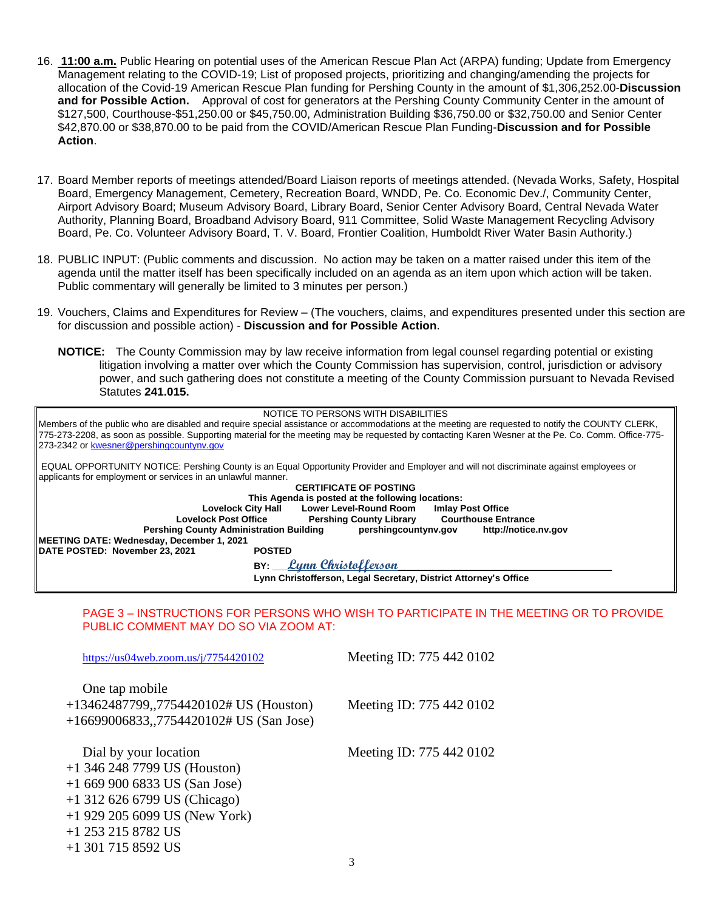16. **11:00 a.m.** Public Hearing on potential uses of the American Rescue Plan Act (ARPA) funding; Update from Emergency Management relating to the COVID-19; List of proposed projects, prioritizing and changing/amending the projects for allocation of the Covid-19 American Rescue Plan funding for Pershing County in the amount of $1,306,252.00-**Discussion and for Possible Action.** Approval of cost for generators at the Pershing County Community Center in the amount of $127,500, Courthouse-$51,250.00 or $45,750.00, Administration Building $36,750.00 or $32,750.00 and Senior Center $42,870.00 or $38,870.00 to be paid from the COVID/American Rescue Plan Funding-**Discussion and for Possible Action**.

17. Board Member reports of meetings attended/Board Liaison reports of meetings attended. (Nevada Works, Safety, Hospital Board, Emergency Management, Cemetery, Recreation Board, WNDD, Pe. Co. Economic Dev./, Community Center, Airport Advisory Board; Museum Advisory Board, Library Board, Senior Center Advisory Board, Central Nevada Water Authority, Planning Board, Broadband Advisory Board, 911 Committee, Solid Waste Management Recycling Advisory Board, Pe. Co. Volunteer Advisory Board, T. V. Board, Frontier Coalition, Humboldt River Water Basin Authority.)

18. PUBLIC INPUT: (Public comments and discussion. No action may be taken on a matter raised under this item of the agenda until the matter itself has been specifically included on an agenda as an item upon which action will be taken. Public commentary will generally be limited to 3 minutes per person.)

19. Vouchers, Claims and Expenditures for Review – (The vouchers, claims, and expenditures presented under this section are for discussion and possible action) - **Discussion and for Possible Action**.

**NOTICE:** The County Commission may by law receive information from legal counsel regarding potential or existing litigation involving a matter over which the County Commission has supervision, control, jurisdiction or advisory power, and such gathering does not constitute a meeting of the County Commission pursuant to Nevada Revised Statutes **241.015.**

NOTICE TO PERSONS WITH DISABILITIES

Members of the public who are disabled and require special assistance or accommodations at the meeting are requested to notify the COUNTY CLERK, 775-273-2208, as soon as possible. Supporting material for the meeting may be requested by contacting Karen Wesner at the Pe. Co. Comm. Office-775-273-2342 or kwesner@pershingcountynv.gov

EQUAL OPPORTUNITY NOTICE: Pershing County is an Equal Opportunity Provider and Employer and will not discriminate against employees or applicants for employment or services in an unlawful manner.

**CERTIFICATE OF POSTING**

**This Agenda is posted at the following locations:**

**Lovelock City Hall    Lower Level-Round Room    Imlay Post Office**

**Lovelock Post Office    Pershing County Library    Courthouse Entrance**

**Pershing County Administration Building    pershingcountynv.gov    http://notice.nv.gov**

**MEETING DATE: Wednesday, December 1, 2021**

**DATE POSTED: November 23, 2021    POSTED**

**BY:** *Lynn Christofferson*

**Lynn Christofferson, Legal Secretary, District Attorney's Office**

PAGE 3 – INSTRUCTIONS FOR PERSONS WHO WISH TO PARTICIPATE IN THE MEETING OR TO PROVIDE PUBLIC COMMENT MAY DO SO VIA ZOOM AT:

https://us04web.zoom.us/j/7754420102    Meeting ID: 775 442 0102

One tap mobile    Meeting ID: 775 442 0102

+13462487799,,7754420102# US (Houston)

+16699006833,,7754420102# US (San Jose)

Dial by your location    Meeting ID: 775 442 0102

+1 346 248 7799 US (Houston)

+1 669 900 6833 US (San Jose)

+1 312 626 6799 US (Chicago)

+1 929 205 6099 US (New York)

+1 253 215 8782 US

+1 301 715 8592 US